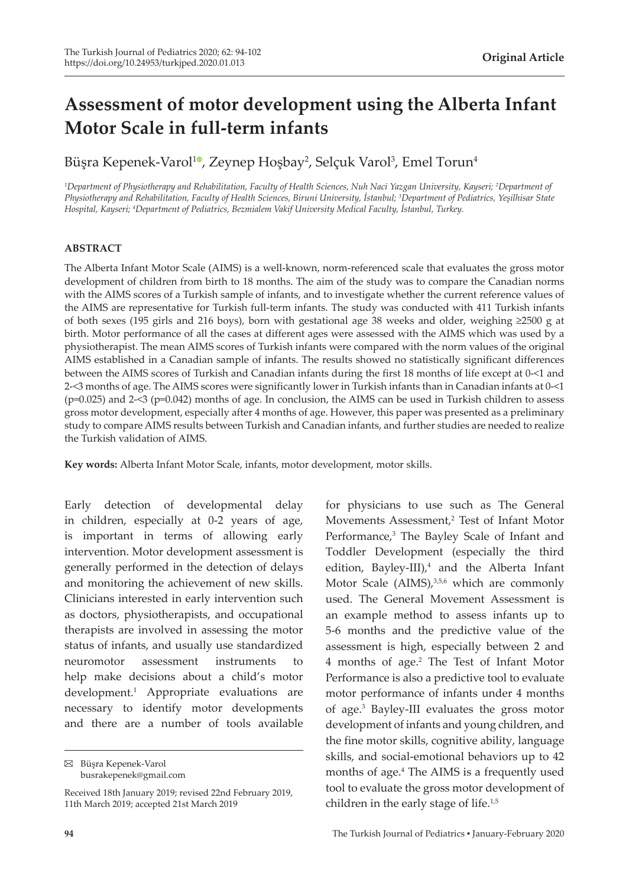Original Article

# Assessment of motor development using the Alberta Infant Motor Scale in full-term infants

Büşra Kepenek-Varol[1], Zeynep Hoşbay[2], Selçuk Varol[3], Emel Torun[4]

*[1]Department of Physiotherapy and Rehabilitation, Faculty of Health Sciences, Nuh Naci Yazgan University, Kayseri; [2]Department of Physiotherapy and Rehabilitation, Faculty of Health Sciences, Biruni University, İstanbul; [3]Department of Pediatrics, Yeşilhisar State Hospital, Kayseri; [4]Department of Pediatrics, Bezmialem Vakif University Medical Faculty, İstanbul, Turkey.*

## ABSTRACT

The Alberta Infant Motor Scale (AIMS) is a well-known, norm-referenced scale that evaluates the gross motor development of children from birth to 18 months. The aim of the study was to compare the Canadian norms with the AIMS scores of a Turkish sample of infants, and to investigate whether the current reference values of the AIMS are representative for Turkish full-term infants. The study was conducted with 411 Turkish infants of both sexes (195 girls and 216 boys), born with gestational age 38 weeks and older, weighing ≥2500 g at birth. Motor performance of all the cases at different ages were assessed with the AIMS which was used by a physiotherapist. The mean AIMS scores of Turkish infants were compared with the norm values of the original AIMS established in a Canadian sample of infants. The results showed no statistically significant differences between the AIMS scores of Turkish and Canadian infants during the first 18 months of life except at 0-<1 and 2-<3 months of age. The AIMS scores were significantly lower in Turkish infants than in Canadian infants at 0-<1 ($p=0.025$) and 2-<3 ($p=0.042$) months of age. In conclusion, the AIMS can be used in Turkish children to assess gross motor development, especially after 4 months of age. However, this paper was presented as a preliminary study to compare AIMS results between Turkish and Canadian infants, and further studies are needed to realize the Turkish validation of AIMS.

**Key words:** Alberta Infant Motor Scale, infants, motor development, motor skills.

Early detection of developmental delay in children, especially at 0-2 years of age, is important in terms of allowing early intervention. Motor development assessment is generally performed in the detection of delays and monitoring the achievement of new skills. Clinicians interested in early intervention such as doctors, physiotherapists, and occupational therapists are involved in assessing the motor status of infants, and usually use standardized neuromotor assessment instruments to help make decisions about a child's motor development.[1] Appropriate evaluations are necessary to identify motor developments and there are a number of tools available for physicians to use such as The General Movements Assessment,[2] Test of Infant Motor Performance,[3] The Bayley Scale of Infant and Toddler Development (especially the third edition, Bayley-III),[4] and the Alberta Infant Motor Scale (AIMS),[3,5,6] which are commonly used. The General Movement Assessment is an example method to assess infants up to 5-6 months and the predictive value of the assessment is high, especially between 2 and 4 months of age.[2] The Test of Infant Motor Performance is also a predictive tool to evaluate motor performance of infants under 4 months of age.[3] Bayley-III evaluates the gross motor development of infants and young children, and the fine motor skills, cognitive ability, language skills, and social-emotional behaviors up to 42 months of age.[4] The AIMS is a frequently used tool to evaluate the gross motor development of children in the early stage of life.[1,5]

✉ Büşra Kepenek-Varol
busrakepenek@gmail.com

Received 18th January 2019; revised 22nd February 2019, 11th March 2019; accepted 21st March 2019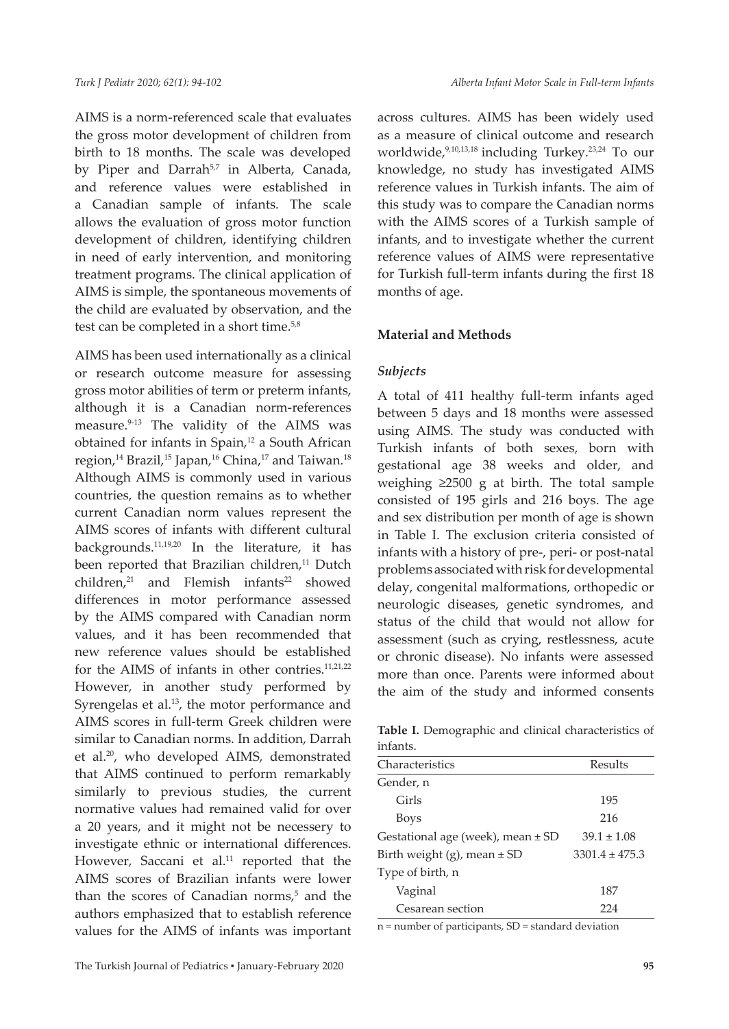AIMS is a norm-referenced scale that evaluates the gross motor development of children from birth to 18 months. The scale was developed by Piper and Darrah[5,7] in Alberta, Canada, and reference values were established in a Canadian sample of infants. The scale allows the evaluation of gross motor function development of children, identifying children in need of early intervention, and monitoring treatment programs. The clinical application of AIMS is simple, the spontaneous movements of the child are evaluated by observation, and the test can be completed in a short time.[5,8]

AIMS has been used internationally as a clinical or research outcome measure for assessing gross motor abilities of term or preterm infants, although it is a Canadian norm-references measure.[9-13] The validity of the AIMS was obtained for infants in Spain,[12] a South African region,[14] Brazil,[15] Japan,[16] China,[17] and Taiwan.[18] Although AIMS is commonly used in various countries, the question remains as to whether current Canadian norm values represent the AIMS scores of infants with different cultural backgrounds.[11,19,20] In the literature, it has been reported that Brazilian children,[11] Dutch children,[21] and Flemish infants[22] showed differences in motor performance assessed by the AIMS compared with Canadian norm values, and it has been recommended that new reference values should be established for the AIMS of infants in other contries.[11,21,22] However, in another study performed by Syrengelas et al.[13], the motor performance and AIMS scores in full-term Greek children were similar to Canadian norms. In addition, Darrah et al.[20], who developed AIMS, demonstrated that AIMS continued to perform remarkably similarly to previous studies, the current normative values had remained valid for over a 20 years, and it might not be necessery to investigate ethnic or international differences. However, Saccani et al.[11] reported that the AIMS scores of Brazilian infants were lower than the scores of Canadian norms,[5] and the authors emphasized that to establish reference values for the AIMS of infants was important across cultures. AIMS has been widely used as a measure of clinical outcome and research worldwide,[9,10,13,18] including Turkey.[23,24] To our knowledge, no study has investigated AIMS reference values in Turkish infants. The aim of this study was to compare the Canadian norms with the AIMS scores of a Turkish sample of infants, and to investigate whether the current reference values of AIMS were representative for Turkish full-term infants during the first 18 months of age.

## Material and Methods

### *Subjects*

A total of 411 healthy full-term infants aged between 5 days and 18 months were assessed using AIMS. The study was conducted with Turkish infants of both sexes, born with gestational age 38 weeks and older, and weighing ≥2500 g at birth. The total sample consisted of 195 girls and 216 boys. The age and sex distribution per month of age is shown in Table I. The exclusion criteria consisted of infants with a history of pre-, peri- or post-natal problems associated with risk for developmental delay, congenital malformations, orthopedic or neurologic diseases, genetic syndromes, and status of the child that would not allow for assessment (such as crying, restlessness, acute or chronic disease). No infants were assessed more than once. Parents were informed about the aim of the study and informed consents

**Table I.** Demographic and clinical characteristics of infants.

| Characteristics | Results |
|---|---|
| Gender, n | |
| Girls | 195 |
| Boys | 216 |
| Gestational age (week), mean ± SD | 39.1 ± 1.08 |
| Birth weight (g), mean ± SD | 3301.4 ± 475.3 |
| Type of birth, n | |
| Vaginal | 187 |
| Cesarean section | 224 |

n = number of participants, SD = standard deviation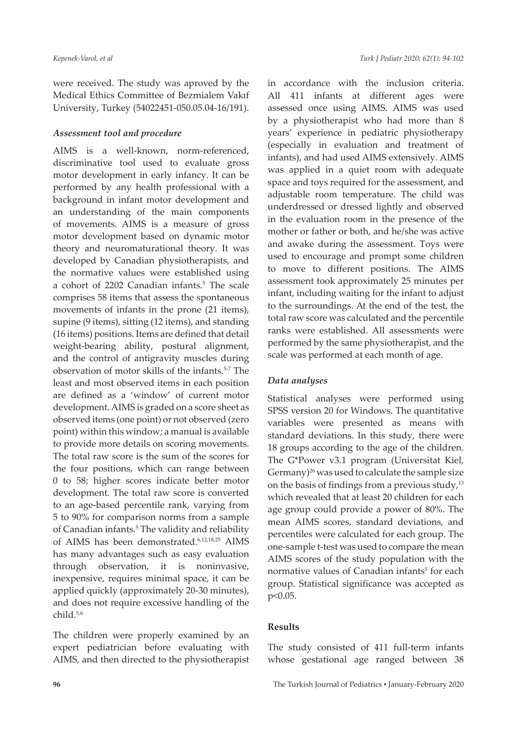were received. The study was aproved by the Medical Ethics Committee of Bezmialem Vakıf University, Turkey (54022451-050.05.04-16/191).

### *Assessment tool and procedure*

AIMS is a well-known, norm-referenced, discriminative tool used to evaluate gross motor development in early infancy. It can be performed by any health professional with a background in infant motor development and an understanding of the main components of movements. AIMS is a measure of gross motor development based on dynamic motor theory and neuromaturational theory. It was developed by Canadian physiotherapists, and the normative values were established using a cohort of 2202 Canadian infants.[5] The scale comprises 58 items that assess the spontaneous movements of infants in the prone (21 items), supine (9 items), sitting (12 items), and standing (16 items) positions. Items are defined that detail weight-bearing ability, postural alignment, and the control of antigravity muscles during observation of motor skills of the infants.[5-7] The least and most observed items in each position are defined as a 'window' of current motor development. AIMS is graded on a score sheet as observed items (one point) or not observed (zero point) within this window; a manual is available to provide more details on scoring movements. The total raw score is the sum of the scores for the four positions, which can range between 0 to 58; higher scores indicate better motor development. The total raw score is converted to an age-based percentile rank, varying from 5 to 90% for comparison norms from a sample of Canadian infants.[5] The validity and reliability of AIMS has been demonstrated.[6,12,18,25] AIMS has many advantages such as easy evaluation through observation, it is noninvasive, inexpensive, requires minimal space, it can be applied quickly (approximately 20-30 minutes), and does not require excessive handling of the child.[5,6]

The children were properly examined by an expert pediatrician before evaluating with AIMS, and then directed to the physiotherapist in accordance with the inclusion criteria. All 411 infants at different ages were assessed once using AIMS. AIMS was used by a physiotherapist who had more than 8 years' experience in pediatric physiotherapy (especially in evaluation and treatment of infants), and had used AIMS extensively. AIMS was applied in a quiet room with adequate space and toys required for the assessment, and adjustable room temperature. The child was underdressed or dressed lightly and observed in the evaluation room in the presence of the mother or father or both, and he/she was active and awake during the assessment. Toys were used to encourage and prompt some children to move to different positions. The AIMS assessment took approximately 25 minutes per infant, including waiting for the infant to adjust to the surroundings. At the end of the test, the total raw score was calculated and the percentile ranks were established. All assessments were performed by the same physiotherapist, and the scale was performed at each month of age.

### *Data analyses*

Statistical analyses were performed using SPSS version 20 for Windows. The quantitative variables were presented as means with standard deviations. In this study, there were 18 groups according to the age of the children. The G*Power v3.1 program (Universitat Kiel, Germany)[26] was used to calculate the sample size on the basis of findings from a previous study,[13] which revealed that at least 20 children for each age group could provide a power of 80%. The mean AIMS scores, standard deviations, and percentiles were calculated for each group. The one-sample t-test was used to compare the mean AIMS scores of the study population with the normative values of Canadian infants[5] for each group. Statistical significance was accepted as $p<0.05$.

## Results

The study consisted of 411 full-term infants whose gestational age ranged between 38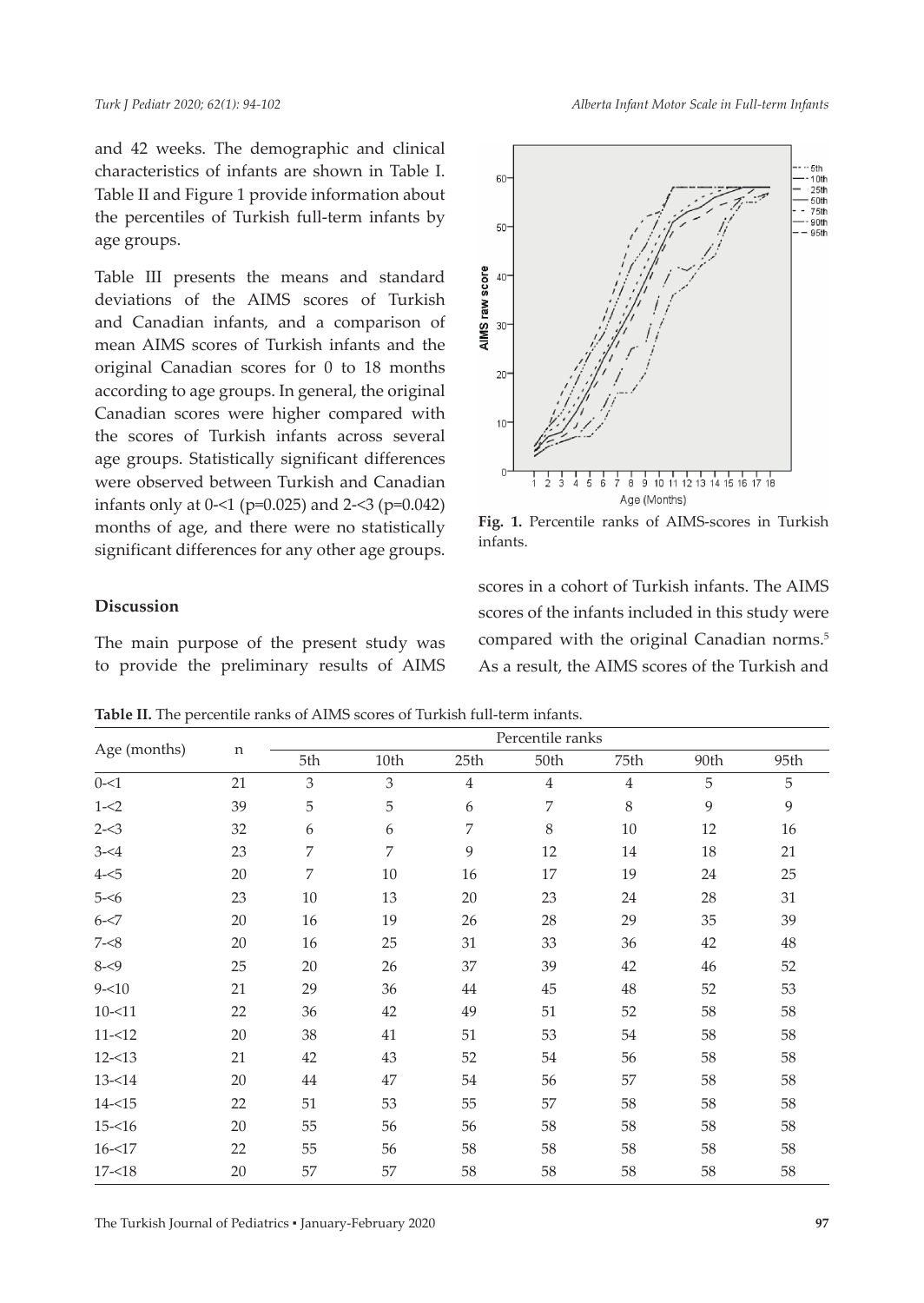and 42 weeks. The demographic and clinical characteristics of infants are shown in Table I. Table II and Figure 1 provide information about the percentiles of Turkish full-term infants by age groups.

Table III presents the means and standard deviations of the AIMS scores of Turkish and Canadian infants, and a comparison of mean AIMS scores of Turkish infants and the original Canadian scores for 0 to 18 months according to age groups. In general, the original Canadian scores were higher compared with the scores of Turkish infants across several age groups. Statistically significant differences were observed between Turkish and Canadian infants only at 0-<1 (p=0.025) and 2-<3 (p=0.042) months of age, and there were no statistically significant differences for any other age groups.

**Fig. 1.** Percentile ranks of AIMS-scores in Turkish infants.

## Discussion

The main purpose of the present study was to provide the preliminary results of AIMS scores in a cohort of Turkish infants. The AIMS scores of the infants included in this study were compared with the original Canadian norms.[5] As a result, the AIMS scores of the Turkish and

**Table II.** The percentile ranks of AIMS scores of Turkish full-term infants.

| Age (months) | n | Percentile ranks | | | | | | |
|---|---|---|---|---|---|---|---|---|
| | | 5th | 10th | 25th | 50th | 75th | 90th | 95th |
| 0-<1 | 21 | 3 | 3 | 4 | 4 | 4 | 5 | 5 |
| 1-<2 | 39 | 5 | 5 | 6 | 7 | 8 | 9 | 9 |
| 2-<3 | 32 | 6 | 6 | 7 | 8 | 10 | 12 | 16 |
| 3-<4 | 23 | 7 | 7 | 9 | 12 | 14 | 18 | 21 |
| 4-<5 | 20 | 7 | 10 | 16 | 17 | 19 | 24 | 25 |
| 5-<6 | 23 | 10 | 13 | 20 | 23 | 24 | 28 | 31 |
| 6-<7 | 20 | 16 | 19 | 26 | 28 | 29 | 35 | 39 |
| 7-<8 | 20 | 16 | 25 | 31 | 33 | 36 | 42 | 48 |
| 8-<9 | 25 | 20 | 26 | 37 | 39 | 42 | 46 | 52 |
| 9-<10 | 21 | 29 | 36 | 44 | 45 | 48 | 52 | 53 |
| 10-<11 | 22 | 36 | 42 | 49 | 51 | 52 | 58 | 58 |
| 11-<12 | 20 | 38 | 41 | 51 | 53 | 54 | 58 | 58 |
| 12-<13 | 21 | 42 | 43 | 52 | 54 | 56 | 58 | 58 |
| 13-<14 | 20 | 44 | 47 | 54 | 56 | 57 | 58 | 58 |
| 14-<15 | 22 | 51 | 53 | 55 | 57 | 58 | 58 | 58 |
| 15-<16 | 20 | 55 | 56 | 56 | 58 | 58 | 58 | 58 |
| 16-<17 | 22 | 55 | 56 | 58 | 58 | 58 | 58 | 58 |
| 17-<18 | 20 | 57 | 57 | 58 | 58 | 58 | 58 | 58 |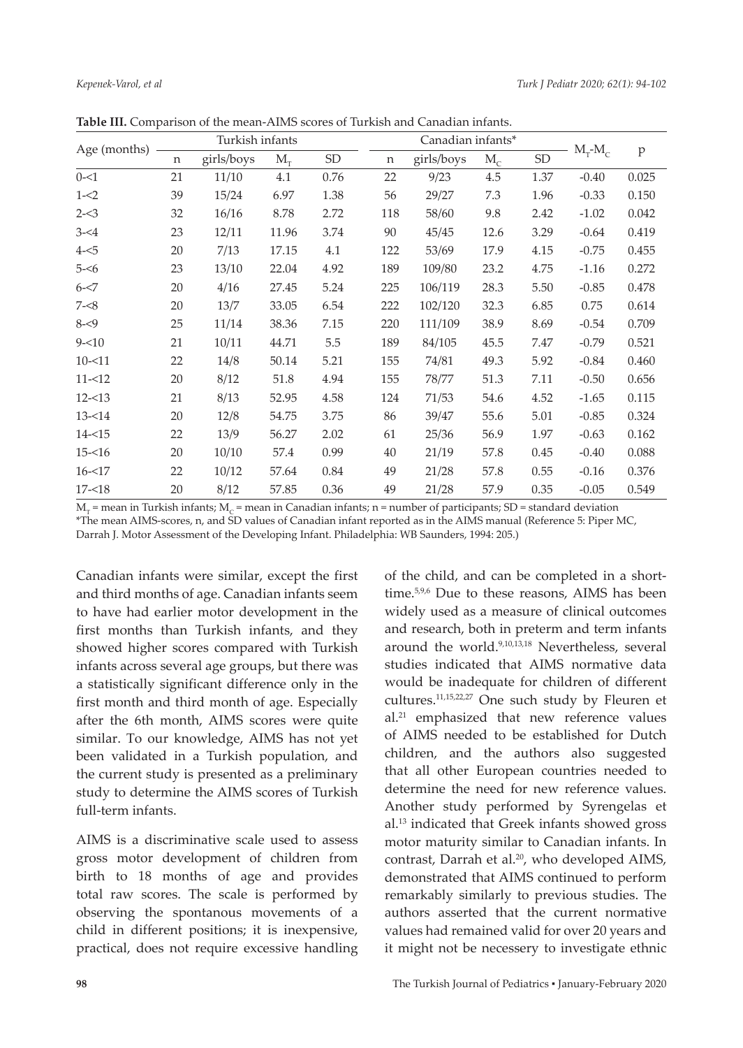**Table III.** Comparison of the mean-AIMS scores of Turkish and Canadian infants.

| Age (months) | Turkish infants | | | | Canadian infants* | | | | $M_T$-$M_C$ | p |
|---|---|---|---|---|---|---|---|---|---|---|
| | n | girls/boys | $M_T$ | SD | n | girls/boys | $M_C$ | SD | | |
| 0-<1 | 21 | 11/10 | 4.1 | 0.76 | 22 | 9/23 | 4.5 | 1.37 | -0.40 | 0.025 |
| 1-<2 | 39 | 15/24 | 6.97 | 1.38 | 56 | 29/27 | 7.3 | 1.96 | -0.33 | 0.150 |
| 2-<3 | 32 | 16/16 | 8.78 | 2.72 | 118 | 58/60 | 9.8 | 2.42 | -1.02 | 0.042 |
| 3-<4 | 23 | 12/11 | 11.96 | 3.74 | 90 | 45/45 | 12.6 | 3.29 | -0.64 | 0.419 |
| 4-<5 | 20 | 7/13 | 17.15 | 4.1 | 122 | 53/69 | 17.9 | 4.15 | -0.75 | 0.455 |
| 5-<6 | 23 | 13/10 | 22.04 | 4.92 | 189 | 109/80 | 23.2 | 4.75 | -1.16 | 0.272 |
| 6-<7 | 20 | 4/16 | 27.45 | 5.24 | 225 | 106/119 | 28.3 | 5.50 | -0.85 | 0.478 |
| 7-<8 | 20 | 13/7 | 33.05 | 6.54 | 222 | 102/120 | 32.3 | 6.85 | 0.75 | 0.614 |
| 8-<9 | 25 | 11/14 | 38.36 | 7.15 | 220 | 111/109 | 38.9 | 8.69 | -0.54 | 0.709 |
| 9-<10 | 21 | 10/11 | 44.71 | 5.5 | 189 | 84/105 | 45.5 | 7.47 | -0.79 | 0.521 |
| 10-<11 | 22 | 14/8 | 50.14 | 5.21 | 155 | 74/81 | 49.3 | 5.92 | -0.84 | 0.460 |
| 11-<12 | 20 | 8/12 | 51.8 | 4.94 | 155 | 78/77 | 51.3 | 7.11 | -0.50 | 0.656 |
| 12-<13 | 21 | 8/13 | 52.95 | 4.58 | 124 | 71/53 | 54.6 | 4.52 | -1.65 | 0.115 |
| 13-<14 | 20 | 12/8 | 54.75 | 3.75 | 86 | 39/47 | 55.6 | 5.01 | -0.85 | 0.324 |
| 14-<15 | 22 | 13/9 | 56.27 | 2.02 | 61 | 25/36 | 56.9 | 1.97 | -0.63 | 0.162 |
| 15-<16 | 20 | 10/10 | 57.4 | 0.99 | 40 | 21/19 | 57.8 | 0.45 | -0.40 | 0.088 |
| 16-<17 | 22 | 10/12 | 57.64 | 0.84 | 49 | 21/28 | 57.8 | 0.55 | -0.16 | 0.376 |
| 17-<18 | 20 | 8/12 | 57.85 | 0.36 | 49 | 21/28 | 57.9 | 0.35 | -0.05 | 0.549 |

$M_T$ = mean in Turkish infants; $M_C$ = mean in Canadian infants; n = number of participants; SD = standard deviation
*The mean AIMS-scores, n, and SD values of Canadian infant reported as in the AIMS manual (Reference 5: Piper MC, Darrah J. Motor Assessment of the Developing Infant. Philadelphia: WB Saunders, 1994: 205.)

Canadian infants were similar, except the first and third months of age. Canadian infants seem to have had earlier motor development in the first months than Turkish infants, and they showed higher scores compared with Turkish infants across several age groups, but there was a statistically significant difference only in the first month and third month of age. Especially after the 6th month, AIMS scores were quite similar. To our knowledge, AIMS has not yet been validated in a Turkish population, and the current study is presented as a preliminary study to determine the AIMS scores of Turkish full-term infants.

AIMS is a discriminative scale used to assess gross motor development of children from birth to 18 months of age and provides total raw scores. The scale is performed by observing the spontanous movements of a child in different positions; it is inexpensive, practical, does not require excessive handling of the child, and can be completed in a short-time.[5,9,6] Due to these reasons, AIMS has been widely used as a measure of clinical outcomes and research, both in preterm and term infants around the world.[9,10,13,18] Nevertheless, several studies indicated that AIMS normative data would be inadequate for children of different cultures.[11,15,22,27] One such study by Fleuren et al.[21] emphasized that new reference values of AIMS needed to be established for Dutch children, and the authors also suggested that all other European countries needed to determine the need for new reference values. Another study performed by Syrengelas et al.[13] indicated that Greek infants showed gross motor maturity similar to Canadian infants. In contrast, Darrah et al.[20], who developed AIMS, demonstrated that AIMS continued to perform remarkably similarly to previous studies. The authors asserted that the current normative values had remained valid for over 20 years and it might not be necessery to investigate ethnic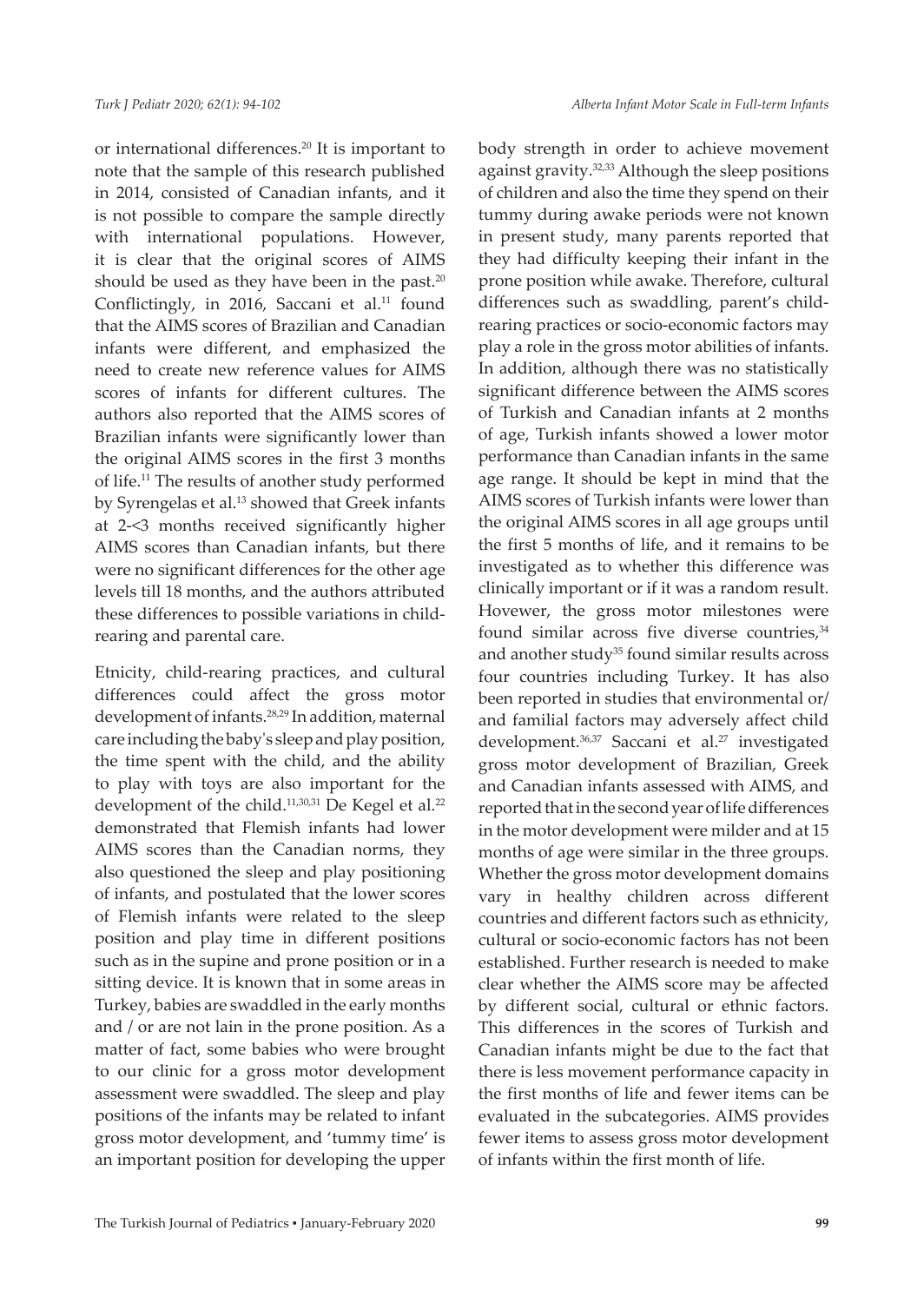or international differences.[20] It is important to note that the sample of this research published in 2014, consisted of Canadian infants, and it is not possible to compare the sample directly with international populations. However, it is clear that the original scores of AIMS should be used as they have been in the past.[20] Conflictingly, in 2016, Saccani et al.[11] found that the AIMS scores of Brazilian and Canadian infants were different, and emphasized the need to create new reference values for AIMS scores of infants for different cultures. The authors also reported that the AIMS scores of Brazilian infants were significantly lower than the original AIMS scores in the first 3 months of life.[11] The results of another study performed by Syrengelas et al.[13] showed that Greek infants at 2-<3 months received significantly higher AIMS scores than Canadian infants, but there were no significant differences for the other age levels till 18 months, and the authors attributed these differences to possible variations in child-rearing and parental care.

Etnicity, child-rearing practices, and cultural differences could affect the gross motor development of infants.[28,29] In addition, maternal care including the baby's sleep and play position, the time spent with the child, and the ability to play with toys are also important for the development of the child.[11,30,31] De Kegel et al.[22] demonstrated that Flemish infants had lower AIMS scores than the Canadian norms, they also questioned the sleep and play positioning of infants, and postulated that the lower scores of Flemish infants were related to the sleep position and play time in different positions such as in the supine and prone position or in a sitting device. It is known that in some areas in Turkey, babies are swaddled in the early months and / or are not lain in the prone position. As a matter of fact, some babies who were brought to our clinic for a gross motor development assessment were swaddled. The sleep and play positions of the infants may be related to infant gross motor development, and 'tummy time' is an important position for developing the upper body strength in order to achieve movement against gravity.[32,33] Although the sleep positions of children and also the time they spend on their tummy during awake periods were not known in present study, many parents reported that they had difficulty keeping their infant in the prone position while awake. Therefore, cultural differences such as swaddling, parent's child-rearing practices or socio-economic factors may play a role in the gross motor abilities of infants. In addition, although there was no statistically significant difference between the AIMS scores of Turkish and Canadian infants at 2 months of age, Turkish infants showed a lower motor performance than Canadian infants in the same age range. It should be kept in mind that the AIMS scores of Turkish infants were lower than the original AIMS scores in all age groups until the first 5 months of life, and it remains to be investigated as to whether this difference was clinically important or if it was a random result. Hovewer, the gross motor milestones were found similar across five diverse countries,[34] and another study[35] found similar results across four countries including Turkey. It has also been reported in studies that environmental or/and familial factors may adversely affect child development.[36,37] Saccani et al.[27] investigated gross motor development of Brazilian, Greek and Canadian infants assessed with AIMS, and reported that in the second year of life differences in the motor development were milder and at 15 months of age were similar in the three groups. Whether the gross motor development domains vary in healthy children across different countries and different factors such as ethnicity, cultural or socio-economic factors has not been established. Further research is needed to make clear whether the AIMS score may be affected by different social, cultural or ethnic factors. This differences in the scores of Turkish and Canadian infants might be due to the fact that there is less movement performance capacity in the first months of life and fewer items can be evaluated in the subcategories. AIMS provides fewer items to assess gross motor development of infants within the first month of life.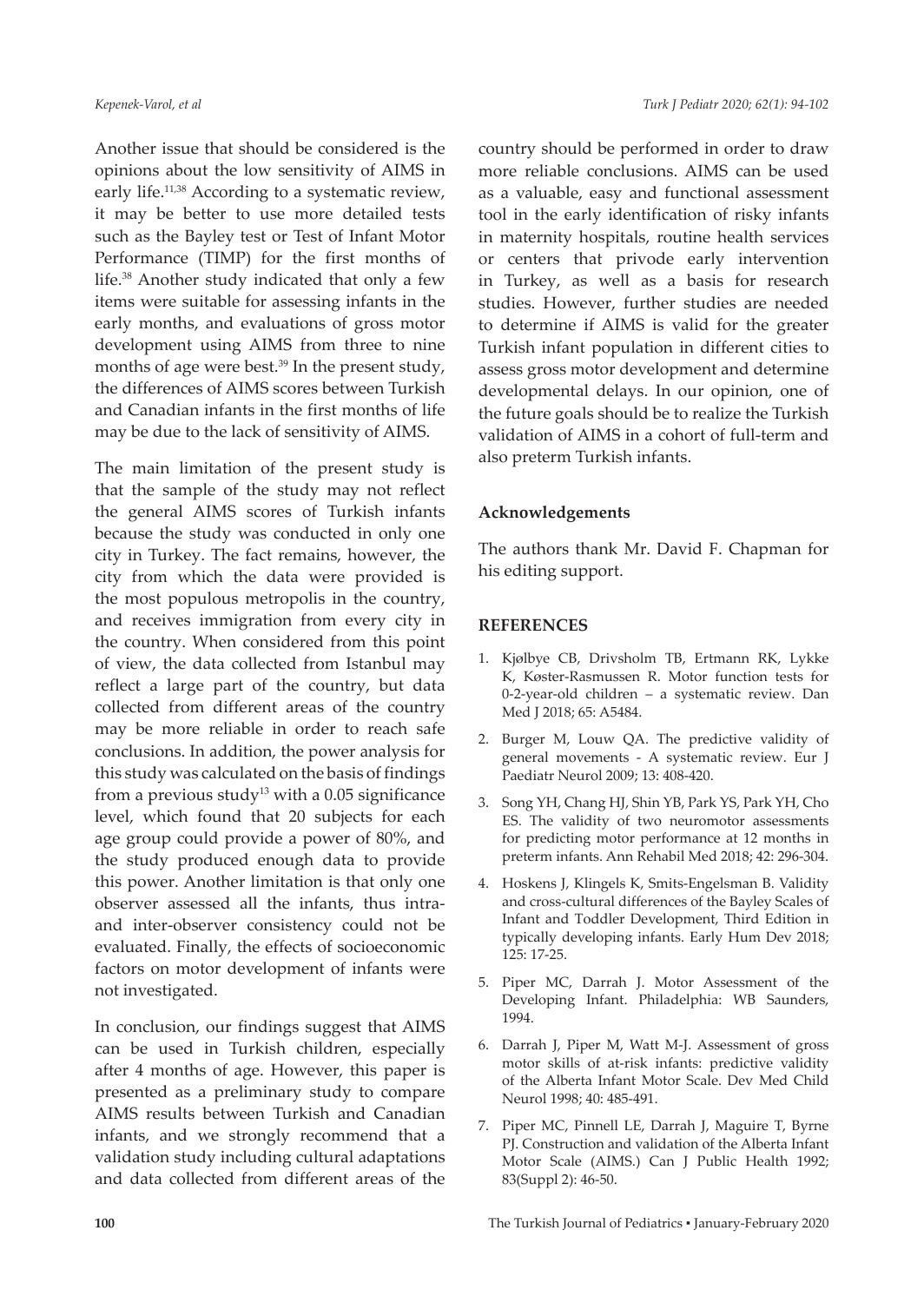Another issue that should be considered is the opinions about the low sensitivity of AIMS in early life.[11,38] According to a systematic review, it may be better to use more detailed tests such as the Bayley test or Test of Infant Motor Performance (TIMP) for the first months of life.[38] Another study indicated that only a few items were suitable for assessing infants in the early months, and evaluations of gross motor development using AIMS from three to nine months of age were best.[39] In the present study, the differences of AIMS scores between Turkish and Canadian infants in the first months of life may be due to the lack of sensitivity of AIMS.

The main limitation of the present study is that the sample of the study may not reflect the general AIMS scores of Turkish infants because the study was conducted in only one city in Turkey. The fact remains, however, the city from which the data were provided is the most populous metropolis in the country, and receives immigration from every city in the country. When considered from this point of view, the data collected from Istanbul may reflect a large part of the country, but data collected from different areas of the country may be more reliable in order to reach safe conclusions. In addition, the power analysis for this study was calculated on the basis of findings from a previous study[13] with a 0.05 significance level, which found that 20 subjects for each age group could provide a power of 80%, and the study produced enough data to provide this power. Another limitation is that only one observer assessed all the infants, thus intra- and inter-observer consistency could not be evaluated. Finally, the effects of socioeconomic factors on motor development of infants were not investigated.

In conclusion, our findings suggest that AIMS can be used in Turkish children, especially after 4 months of age. However, this paper is presented as a preliminary study to compare AIMS results between Turkish and Canadian infants, and we strongly recommend that a validation study including cultural adaptations and data collected from different areas of the country should be performed in order to draw more reliable conclusions. AIMS can be used as a valuable, easy and functional assessment tool in the early identification of risky infants in maternity hospitals, routine health services or centers that privode early intervention in Turkey, as well as a basis for research studies. However, further studies are needed to determine if AIMS is valid for the greater Turkish infant population in different cities to assess gross motor development and determine developmental delays. In our opinion, one of the future goals should be to realize the Turkish validation of AIMS in a cohort of full-term and also preterm Turkish infants.

### Acknowledgements

The authors thank Mr. David F. Chapman for his editing support.

## REFERENCES

1. Kjølbye CB, Drivsholm TB, Ertmann RK, Lykke K, Køster-Rasmussen R. Motor function tests for 0-2-year-old children – a systematic review. Dan Med J 2018; 65: A5484.
2. Burger M, Louw QA. The predictive validity of general movements - A systematic review. Eur J Paediatr Neurol 2009; 13: 408-420.
3. Song YH, Chang HJ, Shin YB, Park YS, Park YH, Cho ES. The validity of two neuromotor assessments for predicting motor performance at 12 months in preterm infants. Ann Rehabil Med 2018; 42: 296-304.
4. Hoskens J, Klingels K, Smits-Engelsman B. Validity and cross-cultural differences of the Bayley Scales of Infant and Toddler Development, Third Edition in typically developing infants. Early Hum Dev 2018; 125: 17-25.
5. Piper MC, Darrah J. Motor Assessment of the Developing Infant. Philadelphia: WB Saunders, 1994.
6. Darrah J, Piper M, Watt M-J. Assessment of gross motor skills of at-risk infants: predictive validity of the Alberta Infant Motor Scale. Dev Med Child Neurol 1998; 40: 485-491.
7. Piper MC, Pinnell LE, Darrah J, Maguire T, Byrne PJ. Construction and validation of the Alberta Infant Motor Scale (AIMS.) Can J Public Health 1992; 83(Suppl 2): 46-50.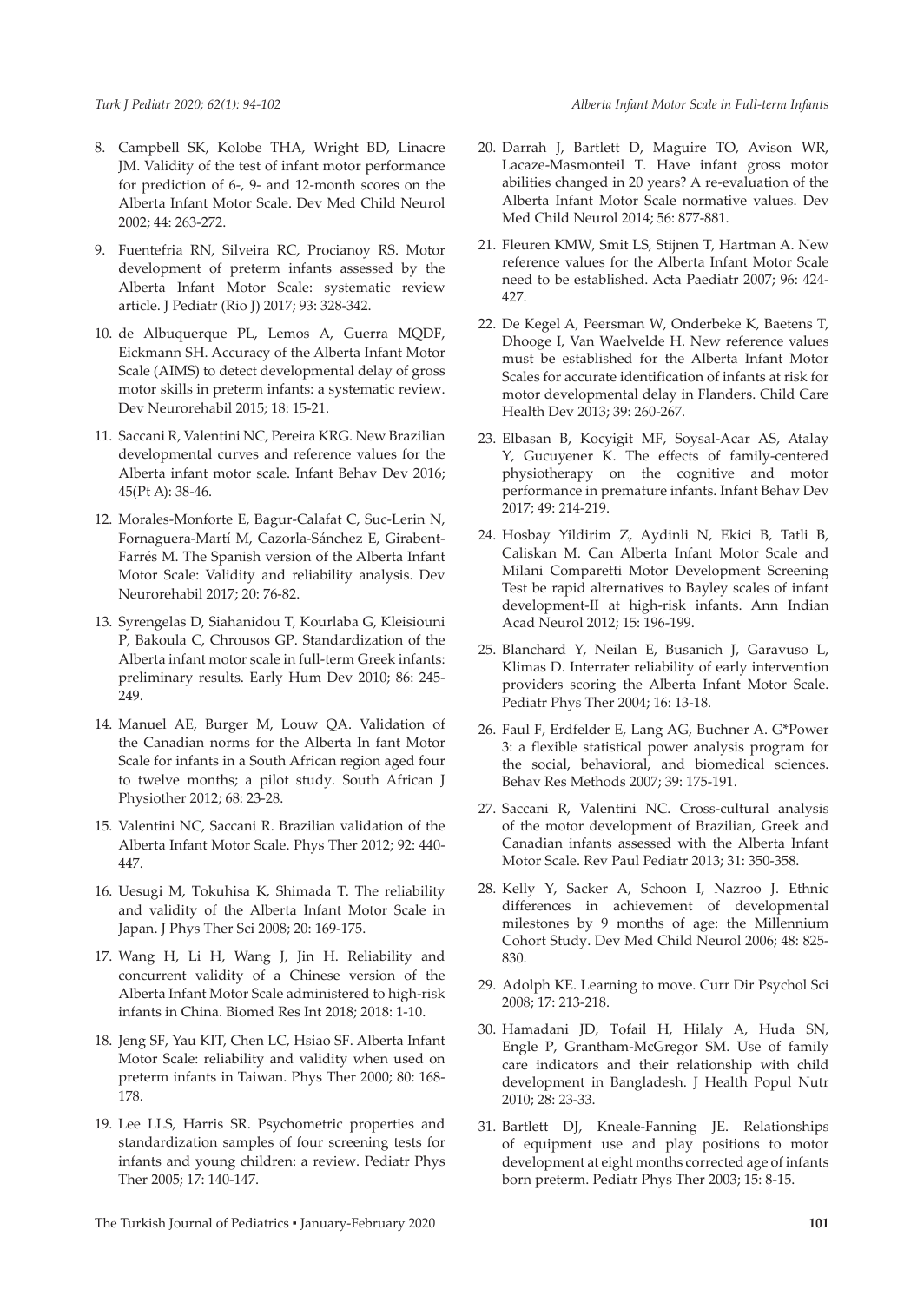8. Campbell SK, Kolobe THA, Wright BD, Linacre JM. Validity of the test of infant motor performance for prediction of 6-, 9- and 12-month scores on the Alberta Infant Motor Scale. Dev Med Child Neurol 2002; 44: 263-272.

9. Fuentefria RN, Silveira RC, Procianoy RS. Motor development of preterm infants assessed by the Alberta Infant Motor Scale: systematic review article. J Pediatr (Rio J) 2017; 93: 328-342.

10. de Albuquerque PL, Lemos A, Guerra MQDF, Eickmann SH. Accuracy of the Alberta Infant Motor Scale (AIMS) to detect developmental delay of gross motor skills in preterm infants: a systematic review. Dev Neurorehabil 2015; 18: 15-21.

11. Saccani R, Valentini NC, Pereira KRG. New Brazilian developmental curves and reference values for the Alberta infant motor scale. Infant Behav Dev 2016; 45(Pt A): 38-46.

12. Morales-Monforte E, Bagur-Calafat C, Suc-Lerin N, Fornaguera-Martí M, Cazorla-Sánchez E, Girabent-Farrés M. The Spanish version of the Alberta Infant Motor Scale: Validity and reliability analysis. Dev Neurorehabil 2017; 20: 76-82.

13. Syrengelas D, Siahanidou T, Kourlaba G, Kleisiouni P, Bakoula C, Chrousos GP. Standardization of the Alberta infant motor scale in full-term Greek infants: preliminary results. Early Hum Dev 2010; 86: 245-249.

14. Manuel AE, Burger M, Louw QA. Validation of the Canadian norms for the Alberta In fant Motor Scale for infants in a South African region aged four to twelve months; a pilot study. South African J Physiother 2012; 68: 23-28.

15. Valentini NC, Saccani R. Brazilian validation of the Alberta Infant Motor Scale. Phys Ther 2012; 92: 440-447.

16. Uesugi M, Tokuhisa K, Shimada T. The reliability and validity of the Alberta Infant Motor Scale in Japan. J Phys Ther Sci 2008; 20: 169-175.

17. Wang H, Li H, Wang J, Jin H. Reliability and concurrent validity of a Chinese version of the Alberta Infant Motor Scale administered to high-risk infants in China. Biomed Res Int 2018; 2018: 1-10.

18. Jeng SF, Yau KIT, Chen LC, Hsiao SF. Alberta Infant Motor Scale: reliability and validity when used on preterm infants in Taiwan. Phys Ther 2000; 80: 168-178.

19. Lee LLS, Harris SR. Psychometric properties and standardization samples of four screening tests for infants and young children: a review. Pediatr Phys Ther 2005; 17: 140-147.

20. Darrah J, Bartlett D, Maguire TO, Avison WR, Lacaze-Masmonteil T. Have infant gross motor abilities changed in 20 years? A re-evaluation of the Alberta Infant Motor Scale normative values. Dev Med Child Neurol 2014; 56: 877-881.

21. Fleuren KMW, Smit LS, Stijnen T, Hartman A. New reference values for the Alberta Infant Motor Scale need to be established. Acta Paediatr 2007; 96: 424-427.

22. De Kegel A, Peersman W, Onderbeke K, Baetens T, Dhooge I, Van Waelvelde H. New reference values must be established for the Alberta Infant Motor Scales for accurate identification of infants at risk for motor developmental delay in Flanders. Child Care Health Dev 2013; 39: 260-267.

23. Elbasan B, Kocyigit MF, Soysal-Acar AS, Atalay Y, Gucuyener K. The effects of family-centered physiotherapy on the cognitive and motor performance in premature infants. Infant Behav Dev 2017; 49: 214-219.

24. Hosbay Yildirim Z, Aydinli N, Ekici B, Tatli B, Caliskan M. Can Alberta Infant Motor Scale and Milani Comparetti Motor Development Screening Test be rapid alternatives to Bayley scales of infant development-II at high-risk infants. Ann Indian Acad Neurol 2012; 15: 196-199.

25. Blanchard Y, Neilan E, Busanich J, Garavuso L, Klimas D. Interrater reliability of early intervention providers scoring the Alberta Infant Motor Scale. Pediatr Phys Ther 2004; 16: 13-18.

26. Faul F, Erdfelder E, Lang AG, Buchner A. G*Power 3: a flexible statistical power analysis program for the social, behavioral, and biomedical sciences. Behav Res Methods 2007; 39: 175-191.

27. Saccani R, Valentini NC. Cross-cultural analysis of the motor development of Brazilian, Greek and Canadian infants assessed with the Alberta Infant Motor Scale. Rev Paul Pediatr 2013; 31: 350-358.

28. Kelly Y, Sacker A, Schoon I, Nazroo J. Ethnic differences in achievement of developmental milestones by 9 months of age: the Millennium Cohort Study. Dev Med Child Neurol 2006; 48: 825-830.

29. Adolph KE. Learning to move. Curr Dir Psychol Sci 2008; 17: 213-218.

30. Hamadani JD, Tofail H, Hilaly A, Huda SN, Engle P, Grantham-McGregor SM. Use of family care indicators and their relationship with child development in Bangladesh. J Health Popul Nutr 2010; 28: 23-33.

31. Bartlett DJ, Kneale-Fanning JE. Relationships of equipment use and play positions to motor development at eight months corrected age of infants born preterm. Pediatr Phys Ther 2003; 15: 8-15.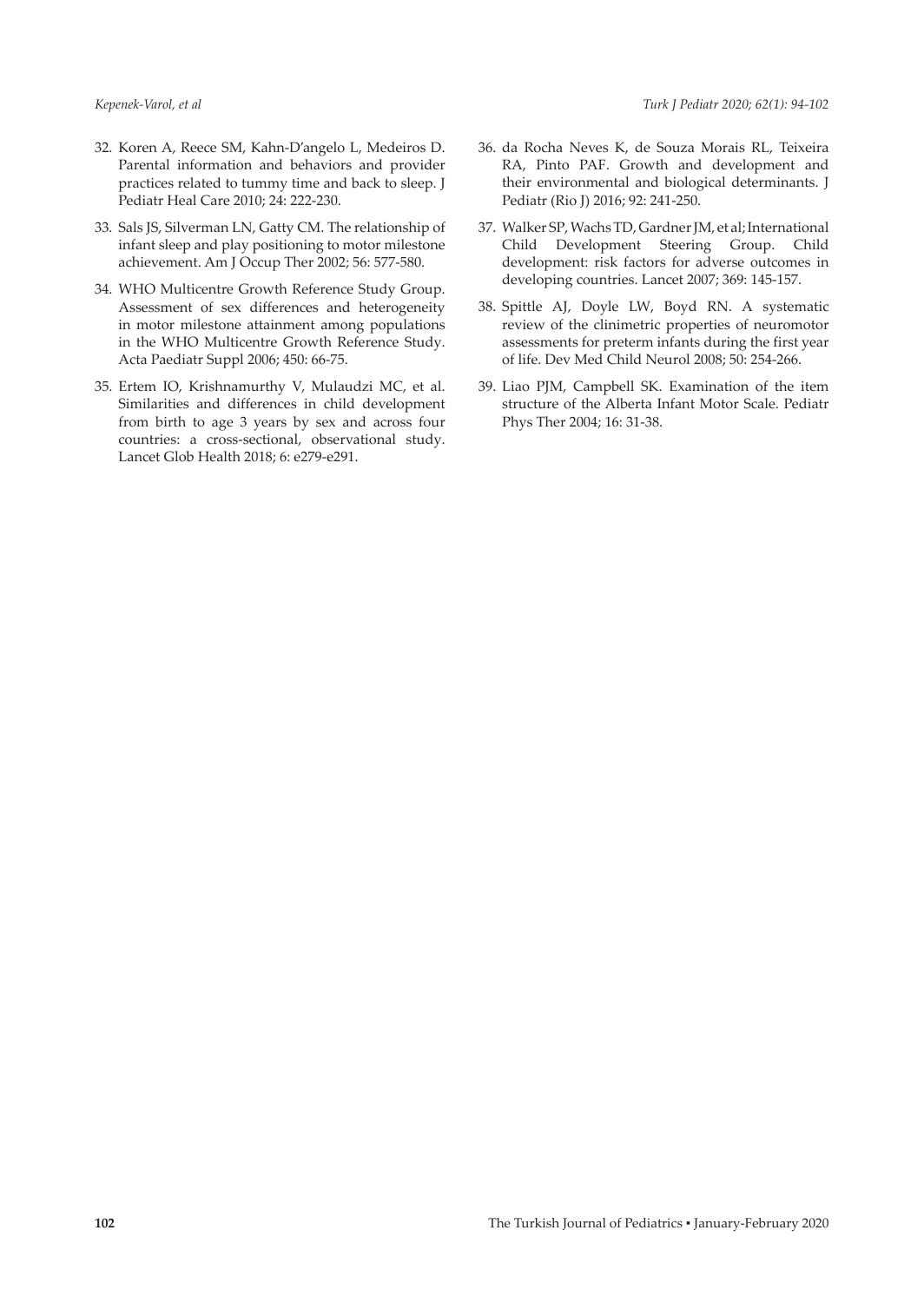32. Koren A, Reece SM, Kahn-D'angelo L, Medeiros D. Parental information and behaviors and provider practices related to tummy time and back to sleep. J Pediatr Heal Care 2010; 24: 222-230.

33. Sals JS, Silverman LN, Gatty CM. The relationship of infant sleep and play positioning to motor milestone achievement. Am J Occup Ther 2002; 56: 577-580.

34. WHO Multicentre Growth Reference Study Group. Assessment of sex differences and heterogeneity in motor milestone attainment among populations in the WHO Multicentre Growth Reference Study. Acta Paediatr Suppl 2006; 450: 66-75.

35. Ertem IO, Krishnamurthy V, Mulaudzi MC, et al. Similarities and differences in child development from birth to age 3 years by sex and across four countries: a cross-sectional, observational study. Lancet Glob Health 2018; 6: e279-e291.

36. da Rocha Neves K, de Souza Morais RL, Teixeira RA, Pinto PAF. Growth and development and their environmental and biological determinants. J Pediatr (Rio J) 2016; 92: 241-250.

37. Walker SP, Wachs TD, Gardner JM, et al; International Child Development Steering Group. Child development: risk factors for adverse outcomes in developing countries. Lancet 2007; 369: 145-157.

38. Spittle AJ, Doyle LW, Boyd RN. A systematic review of the clinimetric properties of neuromotor assessments for preterm infants during the first year of life. Dev Med Child Neurol 2008; 50: 254-266.

39. Liao PJM, Campbell SK. Examination of the item structure of the Alberta Infant Motor Scale. Pediatr Phys Ther 2004; 16: 31-38.